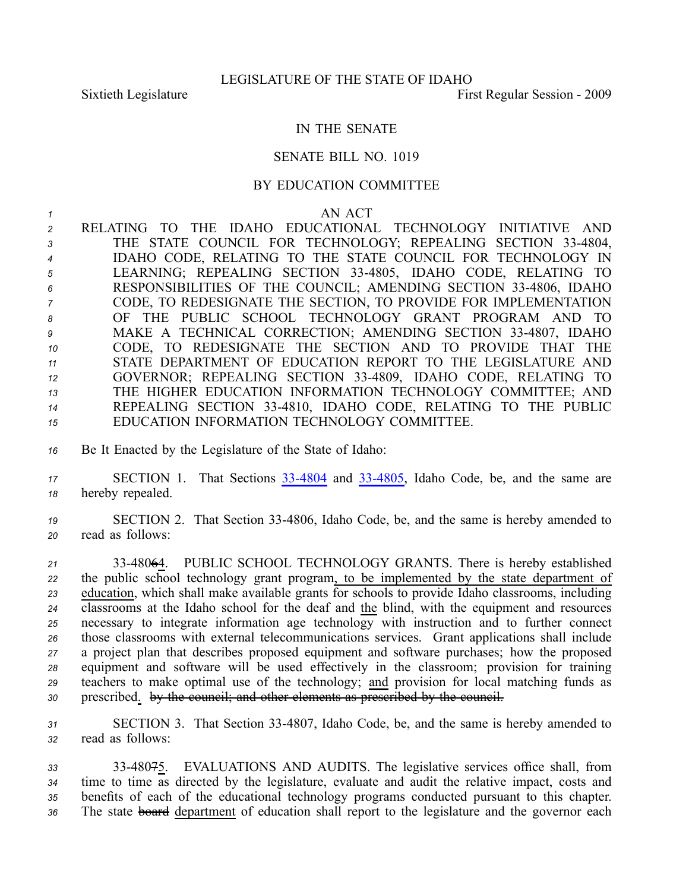LEGISLATURE OF THE STATE OF IDAHO

Sixtieth Legislature First Regular Session - 2009

IN THE SENATE

SENATE BILL NO. 1019

BY EDUCATION COMMITTEE

AN ACT

RELATING TO THE IDAHO EDUCATIONAL TECHNOLOGY INITIATIVE AND THE STATE COUNCIL FOR TECHNOLOGY; REPEALING SECTION 33-4804, IDAHO CODE, RELATING TO THE STATE COUNCIL FOR TECHNOLOGY IN LEARNING; REPEALING SECTION 33-4805, IDAHO CODE, RELATING TO RESPONSIBILITIES OF THE COUNCIL; AMENDING SECTION 33-4806, IDAHO CODE, TO REDESIGNATE THE SECTION, TO PROVIDE FOR IMPLEMENTATION OF THE PUBLIC SCHOOL TECHNOLOGY GRANT PROGRAM AND TO MAKE A TECHNICAL CORRECTION; AMENDING SECTION 33-4807, IDAHO CODE, TO REDESIGNATE THE SECTION AND TO PROVIDE THAT THE STATE DEPARTMENT OF EDUCATION REPORT TO THE LEGISLATURE AND GOVERNOR; REPEALING SECTION 33-4809, IDAHO CODE, RELATING TO THE HIGHER EDUCATION INFORMATION TECHNOLOGY COMMITTEE; AND REPEALING SECTION 33-4810, IDAHO CODE, RELATING TO THE PUBLIC EDUCATION INFORMATION TECHNOLOGY COMMITTEE.

Be It Enacted by the Legislature of the State of Idaho:

SECTION 1. That Sections 33-4804 and 33-4805, Idaho Code, be, and the same are hereby repealed.

SECTION 2. That Section 33-4806, Idaho Code, be, and the same is hereby amended to read as follows:

33-4806~~6~~4. PUBLIC SCHOOL TECHNOLOGY GRANTS. There is hereby established the public school technology grant program, to be implemented by the state department of education, which shall make available grants for schools to provide Idaho classrooms, including classrooms at the Idaho school for the deaf and the blind, with the equipment and resources necessary to integrate information age technology with instruction and to further connect those classrooms with external telecommunications services. Grant applications shall include a project plan that describes proposed equipment and software purchases; how the proposed equipment and software will be used effectively in the classroom; provision for training teachers to make optimal use of the technology; and provision for local matching funds as prescribed. ~~by the council; and other elements as prescribed by the council.~~

SECTION 3. That Section 33-4807, Idaho Code, be, and the same is hereby amended to read as follows:

33-480~~7~~5. EVALUATIONS AND AUDITS. The legislative services office shall, from time to time as directed by the legislature, evaluate and audit the relative impact, costs and benefits of each of the educational technology programs conducted pursuant to this chapter. The state ~~board~~ department of education shall report to the legislature and the governor each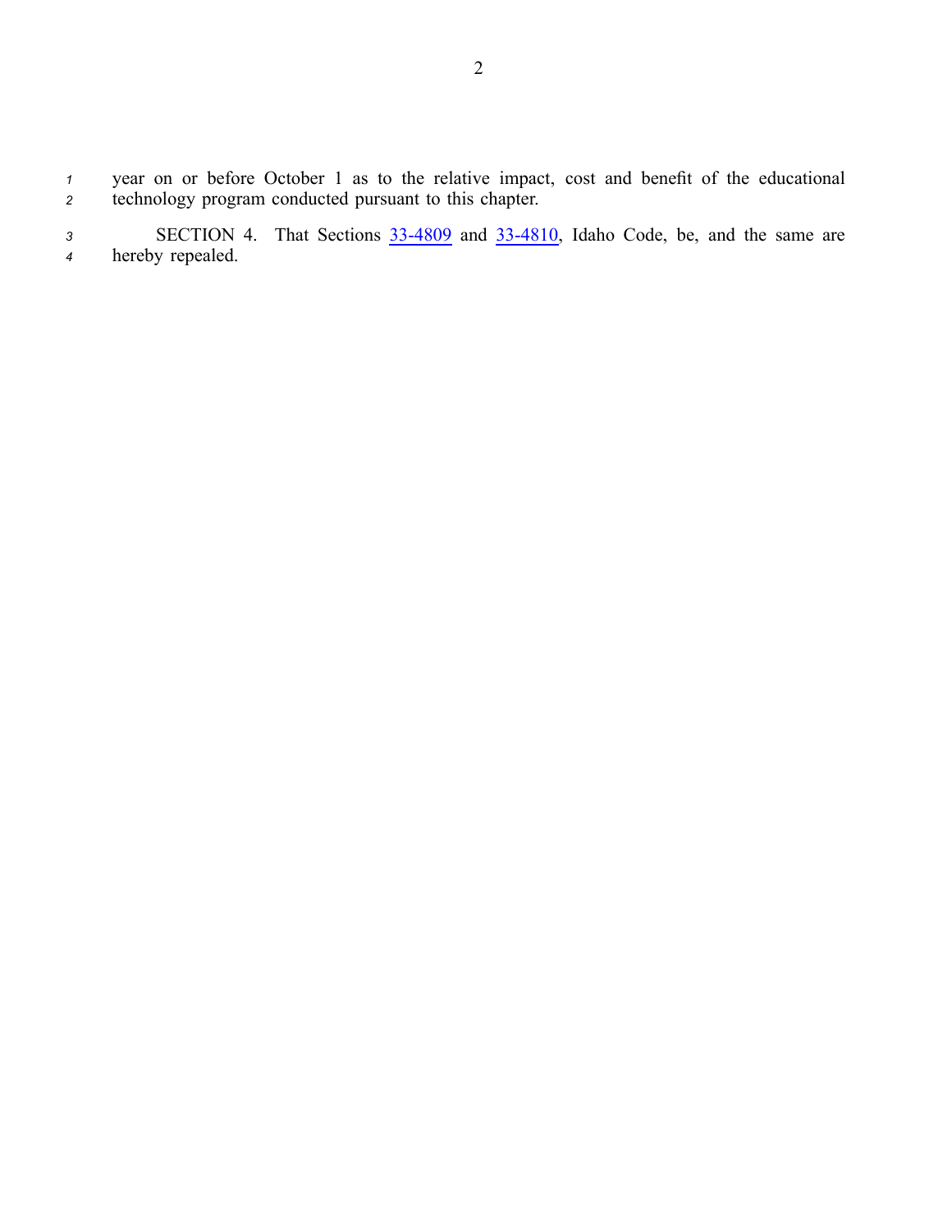year on or before October 1 as to the relative impact, cost and benefit of the educational technology program conducted pursuant to this chapter.

SECTION 4. That Sections 33-4809 and 33-4810, Idaho Code, be, and the same are hereby repealed.